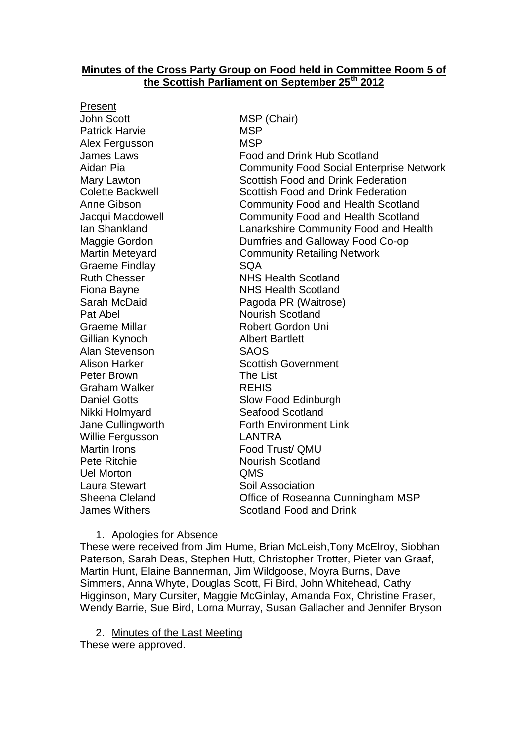**Minutes of the Cross Party Group on Food held in Committee Room 5 of the Scottish Parliament on September 25th 2012**

Present

| | |
|---|---|
| John Scott | MSP (Chair) |
| Patrick Harvie | MSP |
| Alex Fergusson | MSP |
| James Laws | Food and Drink Hub Scotland |
| Aidan Pia | Community Food Social Enterprise Network |
| Mary Lawton | Scottish Food and Drink Federation |
| Colette Backwell | Scottish Food and Drink Federation |
| Anne Gibson | Community Food and Health Scotland |
| Jacqui Macdowell | Community Food and Health Scotland |
| Ian Shankland | Lanarkshire Community Food and Health |
| Maggie Gordon | Dumfries and Galloway Food Co-op |
| Martin Meteyard | Community Retailing Network |
| Graeme Findlay | SQA |
| Ruth Chesser | NHS Health Scotland |
| Fiona Bayne | NHS Health Scotland |
| Sarah McDaid | Pagoda PR (Waitrose) |
| Pat Abel | Nourish Scotland |
| Graeme Millar | Robert Gordon Uni |
| Gillian Kynoch | Albert Bartlett |
| Alan Stevenson | SAOS |
| Alison Harker | Scottish Government |
| Peter Brown | The List |
| Graham Walker | REHIS |
| Daniel Gotts | Slow Food Edinburgh |
| Nikki Holmyard | Seafood Scotland |
| Jane Cullingworth | Forth Environment Link |
| Willie Fergusson | LANTRA |
| Martin Irons | Food Trust/ QMU |
| Pete Ritchie | Nourish Scotland |
| Uel Morton | QMS |
| Laura Stewart | Soil Association |
| Sheena Cleland | Office of Roseanna Cunningham MSP |
| James Withers | Scotland Food and Drink |

1. Apologies for Absence

These were received from Jim Hume, Brian McLeish, Tony McElroy, Siobhan Paterson, Sarah Deas, Stephen Hutt, Christopher Trotter, Pieter van Graaf, Martin Hunt, Elaine Bannerman, Jim Wildgoose, Moyra Burns, Dave Simmers, Anna Whyte, Douglas Scott, Fi Bird, John Whitehead, Cathy Higginson, Mary Cursiter, Maggie McGinlay, Amanda Fox, Christine Fraser, Wendy Barrie, Sue Bird, Lorna Murray, Susan Gallacher and Jennifer Bryson

2. Minutes of the Last Meeting

These were approved.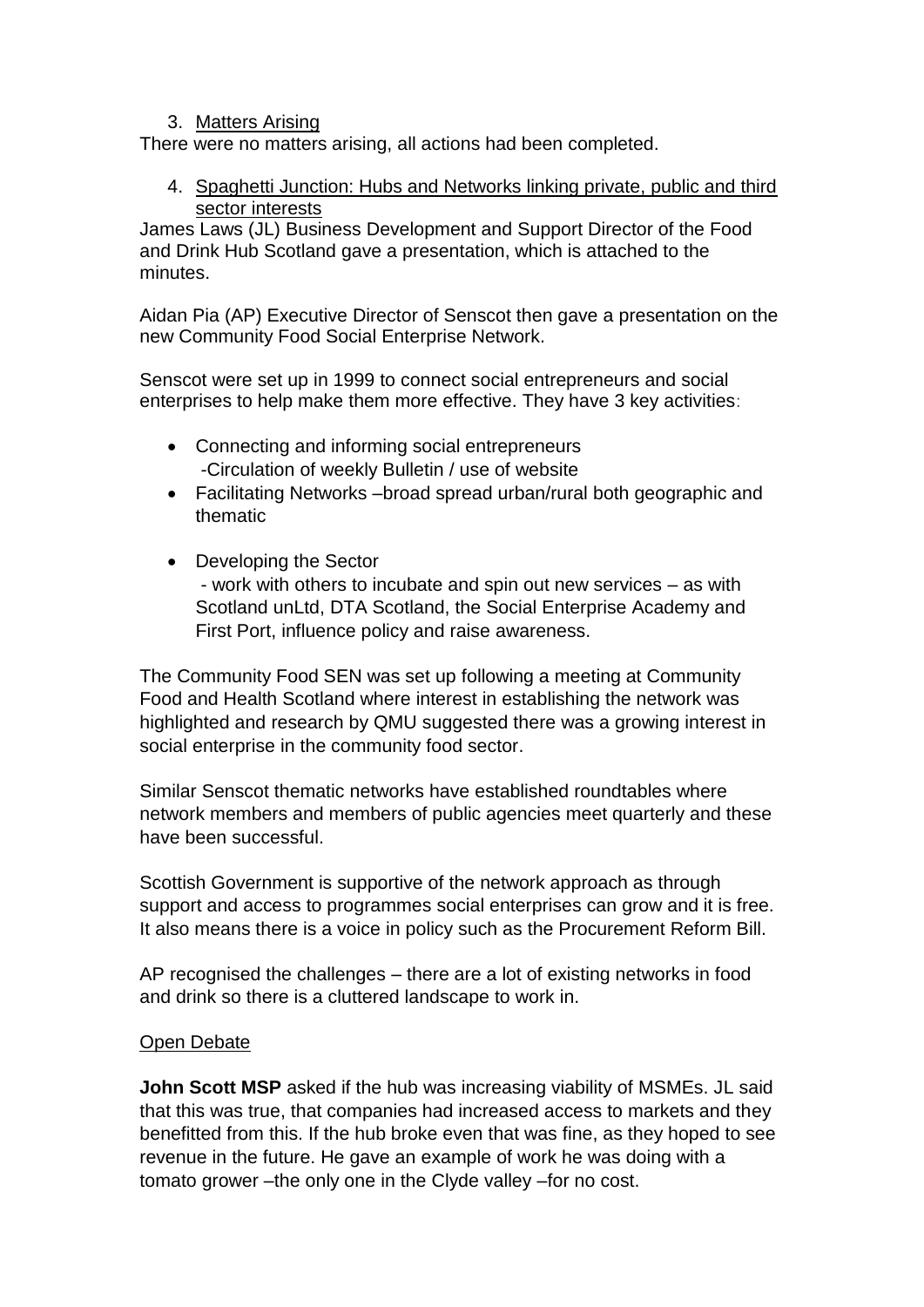3. Matters Arising

There were no matters arising, all actions had been completed.

4. Spaghetti Junction: Hubs and Networks linking private, public and third sector interests

James Laws (JL) Business Development and Support Director of the Food and Drink Hub Scotland gave a presentation, which is attached to the minutes.

Aidan Pia (AP) Executive Director of Senscot then gave a presentation on the new Community Food Social Enterprise Network.

Senscot were set up in 1999 to connect social entrepreneurs and social enterprises to help make them more effective. They have 3 key activities:

- Connecting and informing social entrepreneurs
  -Circulation of weekly Bulletin / use of website
- Facilitating Networks –broad spread urban/rural both geographic and thematic
- Developing the Sector
  - work with others to incubate and spin out new services – as with Scotland unLtd, DTA Scotland, the Social Enterprise Academy and First Port, influence policy and raise awareness.

The Community Food SEN was set up following a meeting at Community Food and Health Scotland where interest in establishing the network was highlighted and research by QMU suggested there was a growing interest in social enterprise in the community food sector.

Similar Senscot thematic networks have established roundtables where network members and members of public agencies meet quarterly and these have been successful.

Scottish Government is supportive of the network approach as through support and access to programmes social enterprises can grow and it is free. It also means there is a voice in policy such as the Procurement Reform Bill.

AP recognised the challenges – there are a lot of existing networks in food and drink so there is a cluttered landscape to work in.

Open Debate

**John Scott MSP** asked if the hub was increasing viability of MSMEs. JL said that this was true, that companies had increased access to markets and they benefitted from this. If the hub broke even that was fine, as they hoped to see revenue in the future. He gave an example of work he was doing with a tomato grower –the only one in the Clyde valley –for no cost.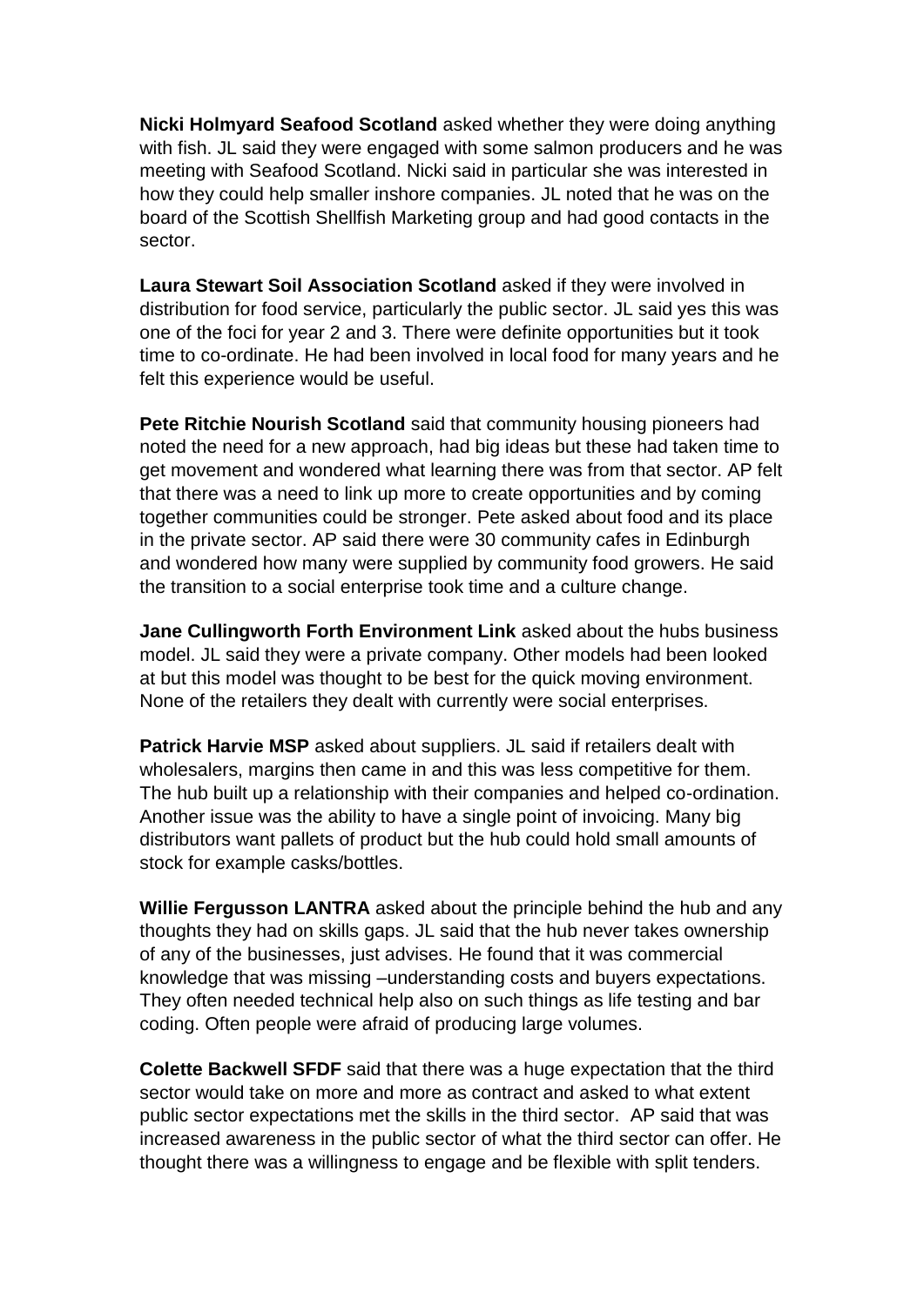**Nicki Holmyard Seafood Scotland** asked whether they were doing anything with fish. JL said they were engaged with some salmon producers and he was meeting with Seafood Scotland. Nicki said in particular she was interested in how they could help smaller inshore companies. JL noted that he was on the board of the Scottish Shellfish Marketing group and had good contacts in the sector.

**Laura Stewart Soil Association Scotland** asked if they were involved in distribution for food service, particularly the public sector. JL said yes this was one of the foci for year 2 and 3. There were definite opportunities but it took time to co-ordinate. He had been involved in local food for many years and he felt this experience would be useful.

**Pete Ritchie Nourish Scotland** said that community housing pioneers had noted the need for a new approach, had big ideas but these had taken time to get movement and wondered what learning there was from that sector. AP felt that there was a need to link up more to create opportunities and by coming together communities could be stronger. Pete asked about food and its place in the private sector. AP said there were 30 community cafes in Edinburgh and wondered how many were supplied by community food growers. He said the transition to a social enterprise took time and a culture change.

**Jane Cullingworth Forth Environment Link** asked about the hubs business model. JL said they were a private company. Other models had been looked at but this model was thought to be best for the quick moving environment. None of the retailers they dealt with currently were social enterprises.

**Patrick Harvie MSP** asked about suppliers. JL said if retailers dealt with wholesalers, margins then came in and this was less competitive for them. The hub built up a relationship with their companies and helped co-ordination. Another issue was the ability to have a single point of invoicing. Many big distributors want pallets of product but the hub could hold small amounts of stock for example casks/bottles.

**Willie Fergusson LANTRA** asked about the principle behind the hub and any thoughts they had on skills gaps. JL said that the hub never takes ownership of any of the businesses, just advises. He found that it was commercial knowledge that was missing –understanding costs and buyers expectations. They often needed technical help also on such things as life testing and bar coding. Often people were afraid of producing large volumes.

**Colette Backwell SFDF** said that there was a huge expectation that the third sector would take on more and more as contract and asked to what extent public sector expectations met the skills in the third sector. AP said that was increased awareness in the public sector of what the third sector can offer. He thought there was a willingness to engage and be flexible with split tenders.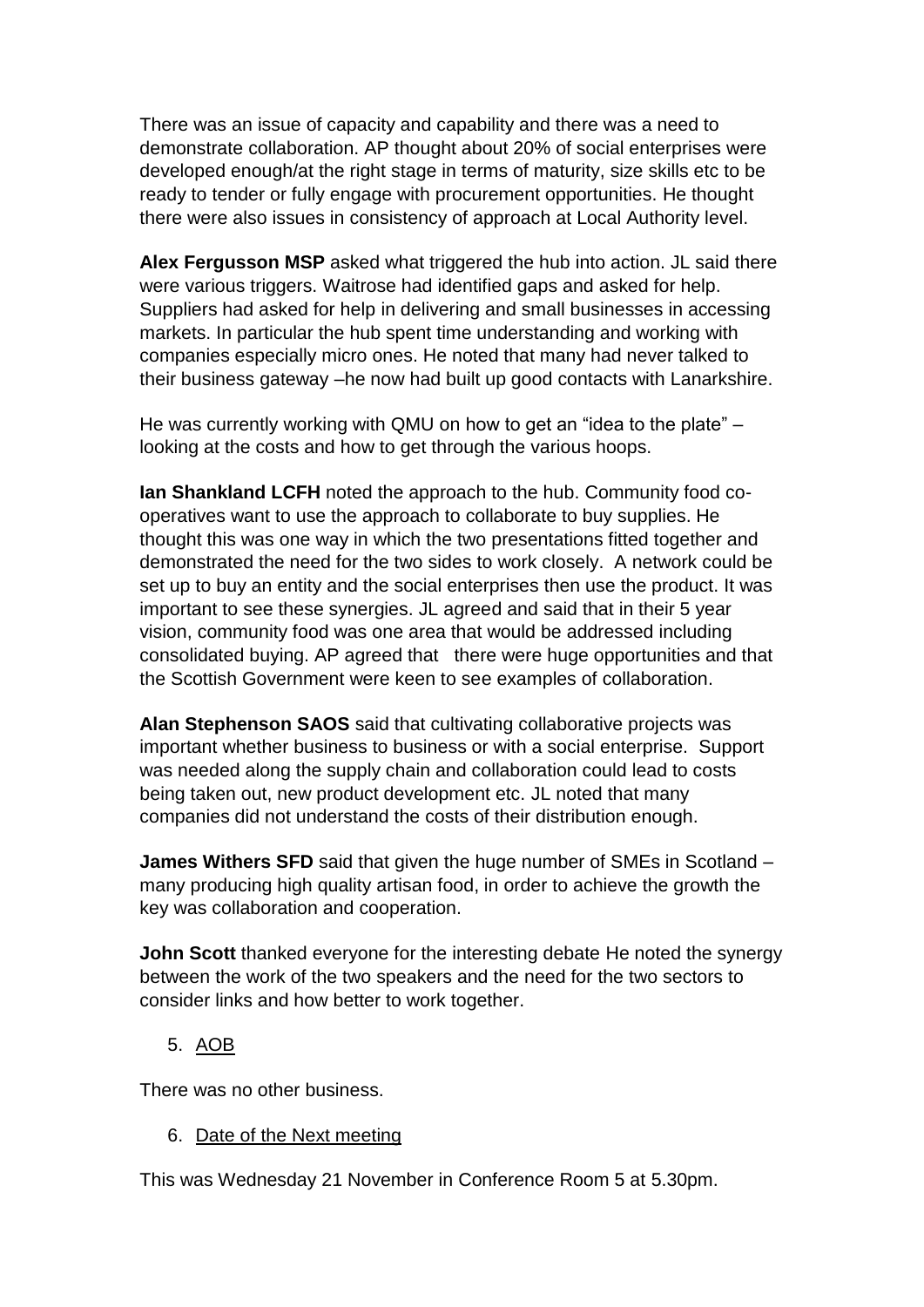There was an issue of capacity and capability and there was a need to demonstrate collaboration. AP thought about 20% of social enterprises were developed enough/at the right stage in terms of maturity, size skills etc to be ready to tender or fully engage with procurement opportunities. He thought there were also issues in consistency of approach at Local Authority level.

**Alex Fergusson MSP** asked what triggered the hub into action. JL said there were various triggers. Waitrose had identified gaps and asked for help. Suppliers had asked for help in delivering and small businesses in accessing markets. In particular the hub spent time understanding and working with companies especially micro ones. He noted that many had never talked to their business gateway –he now had built up good contacts with Lanarkshire.

He was currently working with QMU on how to get an "idea to the plate" – looking at the costs and how to get through the various hoops.

**Ian Shankland LCFH** noted the approach to the hub. Community food co-operatives want to use the approach to collaborate to buy supplies. He thought this was one way in which the two presentations fitted together and demonstrated the need for the two sides to work closely. A network could be set up to buy an entity and the social enterprises then use the product. It was important to see these synergies. JL agreed and said that in their 5 year vision, community food was one area that would be addressed including consolidated buying. AP agreed that there were huge opportunities and that the Scottish Government were keen to see examples of collaboration.

**Alan Stephenson SAOS** said that cultivating collaborative projects was important whether business to business or with a social enterprise. Support was needed along the supply chain and collaboration could lead to costs being taken out, new product development etc. JL noted that many companies did not understand the costs of their distribution enough.

**James Withers SFD** said that given the huge number of SMEs in Scotland – many producing high quality artisan food, in order to achieve the growth the key was collaboration and cooperation.

**John Scott** thanked everyone for the interesting debate He noted the synergy between the work of the two speakers and the need for the two sectors to consider links and how better to work together.

5. AOB

There was no other business.

6. Date of the Next meeting

This was Wednesday 21 November in Conference Room 5 at 5.30pm.